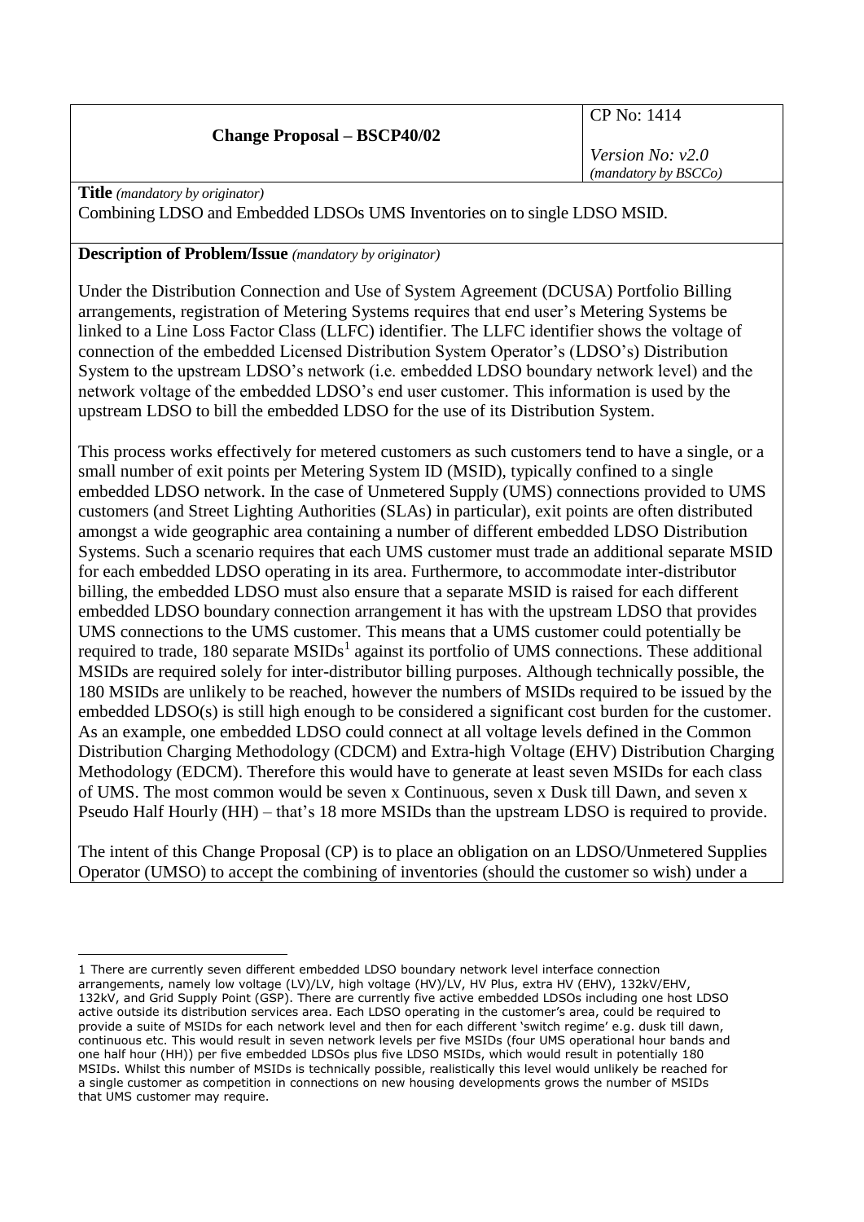| Change Proposal – BSCP40/02 | CP No: 1414<br><br>*Version No: v2.0*<br>*(mandatory by BSCCo)* |
|---|---|

**Title** *(mandatory by originator)*

Combining LDSO and Embedded LDSOs UMS Inventories on to single LDSO MSID.

**Description of Problem/Issue** *(mandatory by originator)*

Under the Distribution Connection and Use of System Agreement (DCUSA) Portfolio Billing arrangements, registration of Metering Systems requires that end user's Metering Systems be linked to a Line Loss Factor Class (LLFC) identifier. The LLFC identifier shows the voltage of connection of the embedded Licensed Distribution System Operator's (LDSO's) Distribution System to the upstream LDSO's network (i.e. embedded LDSO boundary network level) and the network voltage of the embedded LDSO's end user customer. This information is used by the upstream LDSO to bill the embedded LDSO for the use of its Distribution System.

This process works effectively for metered customers as such customers tend to have a single, or a small number of exit points per Metering System ID (MSID), typically confined to a single embedded LDSO network. In the case of Unmetered Supply (UMS) connections provided to UMS customers (and Street Lighting Authorities (SLAs) in particular), exit points are often distributed amongst a wide geographic area containing a number of different embedded LDSO Distribution Systems. Such a scenario requires that each UMS customer must trade an additional separate MSID for each embedded LDSO operating in its area. Furthermore, to accommodate inter-distributor billing, the embedded LDSO must also ensure that a separate MSID is raised for each different embedded LDSO boundary connection arrangement it has with the upstream LDSO that provides UMS connections to the UMS customer. This means that a UMS customer could potentially be required to trade, 180 separate MSIDs[1] against its portfolio of UMS connections. These additional MSIDs are required solely for inter-distributor billing purposes. Although technically possible, the 180 MSIDs are unlikely to be reached, however the numbers of MSIDs required to be issued by the embedded LDSO(s) is still high enough to be considered a significant cost burden for the customer. As an example, one embedded LDSO could connect at all voltage levels defined in the Common Distribution Charging Methodology (CDCM) and Extra-high Voltage (EHV) Distribution Charging Methodology (EDCM). Therefore this would have to generate at least seven MSIDs for each class of UMS. The most common would be seven x Continuous, seven x Dusk till Dawn, and seven x Pseudo Half Hourly (HH) – that's 18 more MSIDs than the upstream LDSO is required to provide.

The intent of this Change Proposal (CP) is to place an obligation on an LDSO/Unmetered Supplies Operator (UMSO) to accept the combining of inventories (should the customer so wish) under a

[1] There are currently seven different embedded LDSO boundary network level interface connection arrangements, namely low voltage (LV)/LV, high voltage (HV)/LV, HV Plus, extra HV (EHV), 132kV/EHV, 132kV, and Grid Supply Point (GSP). There are currently five active embedded LDSOs including one host LDSO active outside its distribution services area. Each LDSO operating in the customer's area, could be required to provide a suite of MSIDs for each network level and then for each different 'switch regime' e.g. dusk till dawn, continuous etc. This would result in seven network levels per five MSIDs (four UMS operational hour bands and one half hour (HH)) per five embedded LDSOs plus five LDSO MSIDs, which would result in potentially 180 MSIDs. Whilst this number of MSIDs is technically possible, realistically this level would unlikely be reached for a single customer as competition in connections on new housing developments grows the number of MSIDs that UMS customer may require.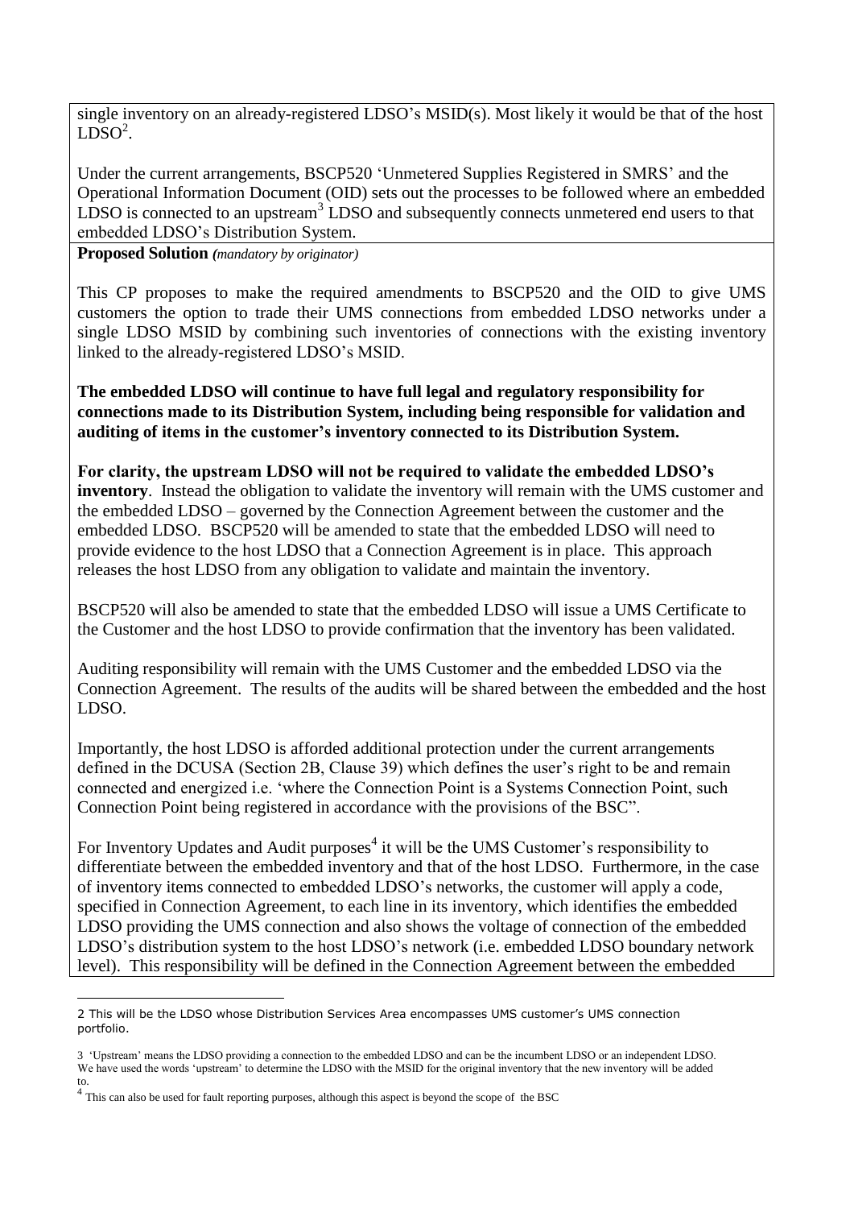single inventory on an already-registered LDSO's MSID(s). Most likely it would be that of the host LDSO[2].

Under the current arrangements, BSCP520 'Unmetered Supplies Registered in SMRS' and the Operational Information Document (OID) sets out the processes to be followed where an embedded LDSO is connected to an upstream[3] LDSO and subsequently connects unmetered end users to that embedded LDSO's Distribution System.

**Proposed Solution** *(mandatory by originator)*

This CP proposes to make the required amendments to BSCP520 and the OID to give UMS customers the option to trade their UMS connections from embedded LDSO networks under a single LDSO MSID by combining such inventories of connections with the existing inventory linked to the already-registered LDSO's MSID.

**The embedded LDSO will continue to have full legal and regulatory responsibility for connections made to its Distribution System, including being responsible for validation and auditing of items in the customer's inventory connected to its Distribution System.**

**For clarity, the upstream LDSO will not be required to validate the embedded LDSO's inventory**. Instead the obligation to validate the inventory will remain with the UMS customer and the embedded LDSO – governed by the Connection Agreement between the customer and the embedded LDSO. BSCP520 will be amended to state that the embedded LDSO will need to provide evidence to the host LDSO that a Connection Agreement is in place. This approach releases the host LDSO from any obligation to validate and maintain the inventory.

BSCP520 will also be amended to state that the embedded LDSO will issue a UMS Certificate to the Customer and the host LDSO to provide confirmation that the inventory has been validated.

Auditing responsibility will remain with the UMS Customer and the embedded LDSO via the Connection Agreement. The results of the audits will be shared between the embedded and the host LDSO.

Importantly, the host LDSO is afforded additional protection under the current arrangements defined in the DCUSA (Section 2B, Clause 39) which defines the user's right to be and remain connected and energized i.e. 'where the Connection Point is a Systems Connection Point, such Connection Point being registered in accordance with the provisions of the BSC".

For Inventory Updates and Audit purposes[4] it will be the UMS Customer's responsibility to differentiate between the embedded inventory and that of the host LDSO. Furthermore, in the case of inventory items connected to embedded LDSO's networks, the customer will apply a code, specified in Connection Agreement, to each line in its inventory, which identifies the embedded LDSO providing the UMS connection and also shows the voltage of connection of the embedded LDSO's distribution system to the host LDSO's network (i.e. embedded LDSO boundary network level). This responsibility will be defined in the Connection Agreement between the embedded

---

2 This will be the LDSO whose Distribution Services Area encompasses UMS customer's UMS connection portfolio.

3 'Upstream' means the LDSO providing a connection to the embedded LDSO and can be the incumbent LDSO or an independent LDSO. We have used the words 'upstream' to determine the LDSO with the MSID for the original inventory that the new inventory will be added to.

4 This can also be used for fault reporting purposes, although this aspect is beyond the scope of the BSC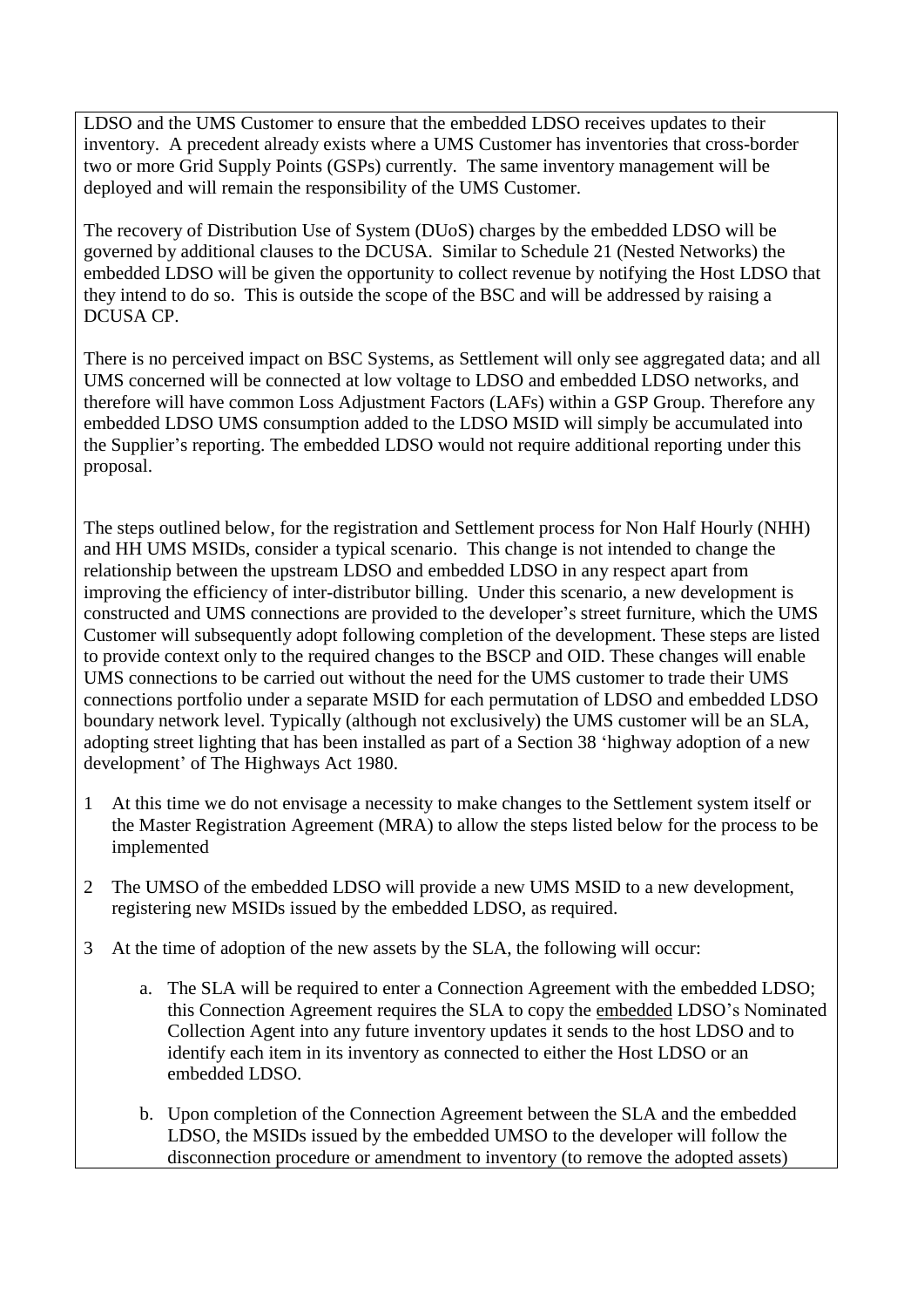LDSO and the UMS Customer to ensure that the embedded LDSO receives updates to their inventory. A precedent already exists where a UMS Customer has inventories that cross-border two or more Grid Supply Points (GSPs) currently. The same inventory management will be deployed and will remain the responsibility of the UMS Customer.

The recovery of Distribution Use of System (DUoS) charges by the embedded LDSO will be governed by additional clauses to the DCUSA. Similar to Schedule 21 (Nested Networks) the embedded LDSO will be given the opportunity to collect revenue by notifying the Host LDSO that they intend to do so. This is outside the scope of the BSC and will be addressed by raising a DCUSA CP.

There is no perceived impact on BSC Systems, as Settlement will only see aggregated data; and all UMS concerned will be connected at low voltage to LDSO and embedded LDSO networks, and therefore will have common Loss Adjustment Factors (LAFs) within a GSP Group. Therefore any embedded LDSO UMS consumption added to the LDSO MSID will simply be accumulated into the Supplier's reporting. The embedded LDSO would not require additional reporting under this proposal.

The steps outlined below, for the registration and Settlement process for Non Half Hourly (NHH) and HH UMS MSIDs, consider a typical scenario. This change is not intended to change the relationship between the upstream LDSO and embedded LDSO in any respect apart from improving the efficiency of inter-distributor billing. Under this scenario, a new development is constructed and UMS connections are provided to the developer's street furniture, which the UMS Customer will subsequently adopt following completion of the development. These steps are listed to provide context only to the required changes to the BSCP and OID. These changes will enable UMS connections to be carried out without the need for the UMS customer to trade their UMS connections portfolio under a separate MSID for each permutation of LDSO and embedded LDSO boundary network level. Typically (although not exclusively) the UMS customer will be an SLA, adopting street lighting that has been installed as part of a Section 38 'highway adoption of a new development' of The Highways Act 1980.

1. At this time we do not envisage a necessity to make changes to the Settlement system itself or the Master Registration Agreement (MRA) to allow the steps listed below for the process to be implemented

2. The UMSO of the embedded LDSO will provide a new UMS MSID to a new development, registering new MSIDs issued by the embedded LDSO, as required.

3. At the time of adoption of the new assets by the SLA, the following will occur:

   a. The SLA will be required to enter a Connection Agreement with the embedded LDSO; this Connection Agreement requires the SLA to copy the <u>embedded</u> LDSO's Nominated Collection Agent into any future inventory updates it sends to the host LDSO and to identify each item in its inventory as connected to either the Host LDSO or an embedded LDSO.

   b. Upon completion of the Connection Agreement between the SLA and the embedded LDSO, the MSIDs issued by the embedded UMSO to the developer will follow the disconnection procedure or amendment to inventory (to remove the adopted assets)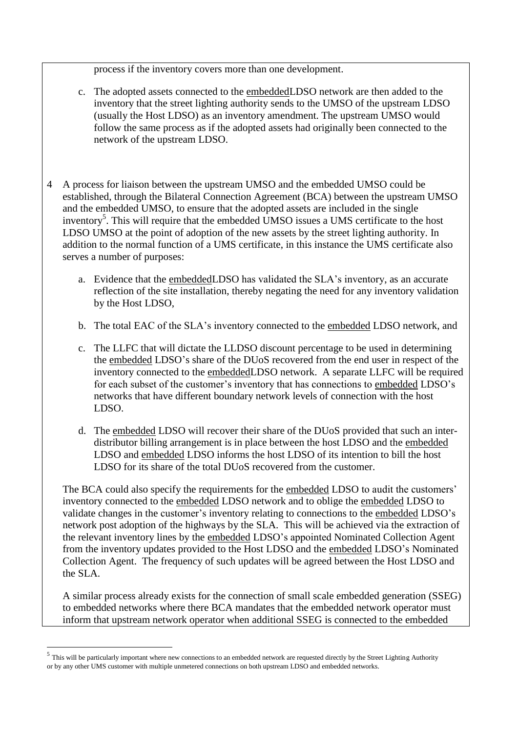process if the inventory covers more than one development.

c. The adopted assets connected to the embeddedLDSO network are then added to the inventory that the street lighting authority sends to the UMSO of the upstream LDSO (usually the Host LDSO) as an inventory amendment. The upstream UMSO would follow the same process as if the adopted assets had originally been connected to the network of the upstream LDSO.

4 A process for liaison between the upstream UMSO and the embedded UMSO could be established, through the Bilateral Connection Agreement (BCA) between the upstream UMSO and the embedded UMSO, to ensure that the adopted assets are included in the single inventory[5]. This will require that the embedded UMSO issues a UMS certificate to the host LDSO UMSO at the point of adoption of the new assets by the street lighting authority. In addition to the normal function of a UMS certificate, in this instance the UMS certificate also serves a number of purposes:

   a. Evidence that the embeddedLDSO has validated the SLA's inventory, as an accurate reflection of the site installation, thereby negating the need for any inventory validation by the Host LDSO,

   b. The total EAC of the SLA's inventory connected to the embedded LDSO network, and

   c. The LLFC that will dictate the LLDSO discount percentage to be used in determining the embedded LDSO's share of the DUoS recovered from the end user in respect of the inventory connected to the embeddedLDSO network. A separate LLFC will be required for each subset of the customer's inventory that has connections to embedded LDSO's networks that have different boundary network levels of connection with the host LDSO.

   d. The embedded LDSO will recover their share of the DUoS provided that such an inter-distributor billing arrangement is in place between the host LDSO and the embedded LDSO and embedded LDSO informs the host LDSO of its intention to bill the host LDSO for its share of the total DUoS recovered from the customer.

The BCA could also specify the requirements for the embedded LDSO to audit the customers' inventory connected to the embedded LDSO network and to oblige the embedded LDSO to validate changes in the customer's inventory relating to connections to the embedded LDSO's network post adoption of the highways by the SLA. This will be achieved via the extraction of the relevant inventory lines by the embedded LDSO's appointed Nominated Collection Agent from the inventory updates provided to the Host LDSO and the embedded LDSO's Nominated Collection Agent. The frequency of such updates will be agreed between the Host LDSO and the SLA.

A similar process already exists for the connection of small scale embedded generation (SSEG) to embedded networks where there BCA mandates that the embedded network operator must inform that upstream network operator when additional SSEG is connected to the embedded

[5] This will be particularly important where new connections to an embedded network are requested directly by the Street Lighting Authority or by any other UMS customer with multiple unmetered connections on both upstream LDSO and embedded networks.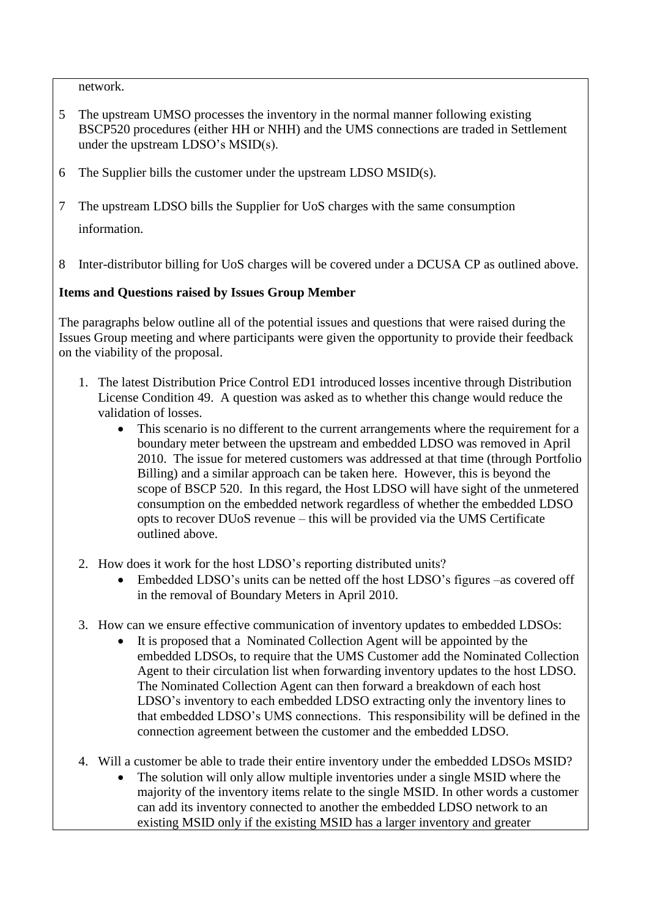network.

5 The upstream UMSO processes the inventory in the normal manner following existing BSCP520 procedures (either HH or NHH) and the UMS connections are traded in Settlement under the upstream LDSO's MSID(s).

6 The Supplier bills the customer under the upstream LDSO MSID(s).

7 The upstream LDSO bills the Supplier for UoS charges with the same consumption information.

8 Inter-distributor billing for UoS charges will be covered under a DCUSA CP as outlined above.

**Items and Questions raised by Issues Group Member**

The paragraphs below outline all of the potential issues and questions that were raised during the Issues Group meeting and where participants were given the opportunity to provide their feedback on the viability of the proposal.

1. The latest Distribution Price Control ED1 introduced losses incentive through Distribution License Condition 49. A question was asked as to whether this change would reduce the validation of losses.
   - This scenario is no different to the current arrangements where the requirement for a boundary meter between the upstream and embedded LDSO was removed in April 2010. The issue for metered customers was addressed at that time (through Portfolio Billing) and a similar approach can be taken here. However, this is beyond the scope of BSCP 520. In this regard, the Host LDSO will have sight of the unmetered consumption on the embedded network regardless of whether the embedded LDSO opts to recover DUoS revenue – this will be provided via the UMS Certificate outlined above.

2. How does it work for the host LDSO's reporting distributed units?
   - Embedded LDSO's units can be netted off the host LDSO's figures –as covered off in the removal of Boundary Meters in April 2010.

3. How can we ensure effective communication of inventory updates to embedded LDSOs:
   - It is proposed that a Nominated Collection Agent will be appointed by the embedded LDSOs, to require that the UMS Customer add the Nominated Collection Agent to their circulation list when forwarding inventory updates to the host LDSO. The Nominated Collection Agent can then forward a breakdown of each host LDSO's inventory to each embedded LDSO extracting only the inventory lines to that embedded LDSO's UMS connections. This responsibility will be defined in the connection agreement between the customer and the embedded LDSO.

4. Will a customer be able to trade their entire inventory under the embedded LDSOs MSID?
   - The solution will only allow multiple inventories under a single MSID where the majority of the inventory items relate to the single MSID. In other words a customer can add its inventory connected to another the embedded LDSO network to an existing MSID only if the existing MSID has a larger inventory and greater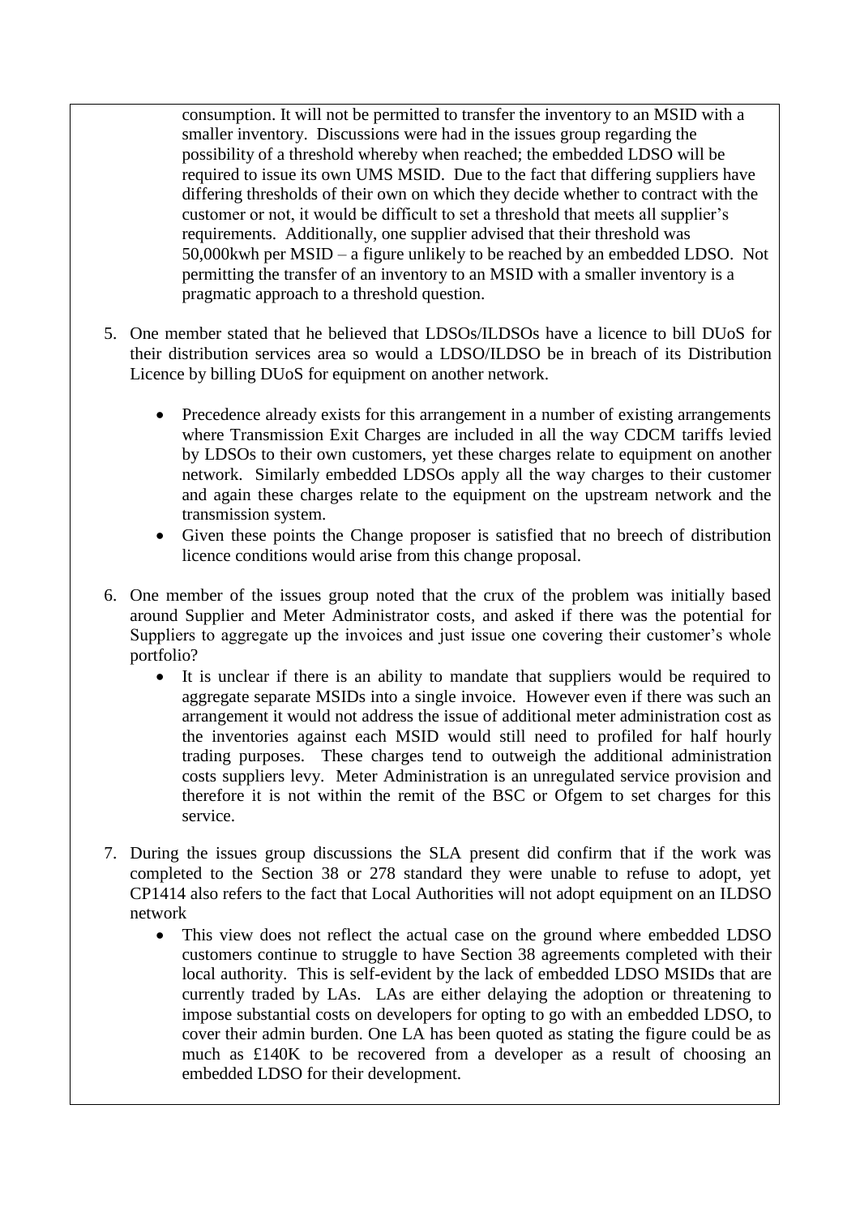consumption. It will not be permitted to transfer the inventory to an MSID with a smaller inventory. Discussions were had in the issues group regarding the possibility of a threshold whereby when reached; the embedded LDSO will be required to issue its own UMS MSID. Due to the fact that differing suppliers have differing thresholds of their own on which they decide whether to contract with the customer or not, it would be difficult to set a threshold that meets all supplier's requirements. Additionally, one supplier advised that their threshold was 50,000kwh per MSID – a figure unlikely to be reached by an embedded LDSO. Not permitting the transfer of an inventory to an MSID with a smaller inventory is a pragmatic approach to a threshold question.

5. One member stated that he believed that LDSOs/ILDSOs have a licence to bill DUoS for their distribution services area so would a LDSO/ILDSO be in breach of its Distribution Licence by billing DUoS for equipment on another network.

   - Precedence already exists for this arrangement in a number of existing arrangements where Transmission Exit Charges are included in all the way CDCM tariffs levied by LDSOs to their own customers, yet these charges relate to equipment on another network. Similarly embedded LDSOs apply all the way charges to their customer and again these charges relate to the equipment on the upstream network and the transmission system.
   - Given these points the Change proposer is satisfied that no breech of distribution licence conditions would arise from this change proposal.

6. One member of the issues group noted that the crux of the problem was initially based around Supplier and Meter Administrator costs, and asked if there was the potential for Suppliers to aggregate up the invoices and just issue one covering their customer's whole portfolio?
   - It is unclear if there is an ability to mandate that suppliers would be required to aggregate separate MSIDs into a single invoice. However even if there was such an arrangement it would not address the issue of additional meter administration cost as the inventories against each MSID would still need to profiled for half hourly trading purposes. These charges tend to outweigh the additional administration costs suppliers levy. Meter Administration is an unregulated service provision and therefore it is not within the remit of the BSC or Ofgem to set charges for this service.

7. During the issues group discussions the SLA present did confirm that if the work was completed to the Section 38 or 278 standard they were unable to refuse to adopt, yet CP1414 also refers to the fact that Local Authorities will not adopt equipment on an ILDSO network
   - This view does not reflect the actual case on the ground where embedded LDSO customers continue to struggle to have Section 38 agreements completed with their local authority. This is self-evident by the lack of embedded LDSO MSIDs that are currently traded by LAs. LAs are either delaying the adoption or threatening to impose substantial costs on developers for opting to go with an embedded LDSO, to cover their admin burden. One LA has been quoted as stating the figure could be as much as £140K to be recovered from a developer as a result of choosing an embedded LDSO for their development.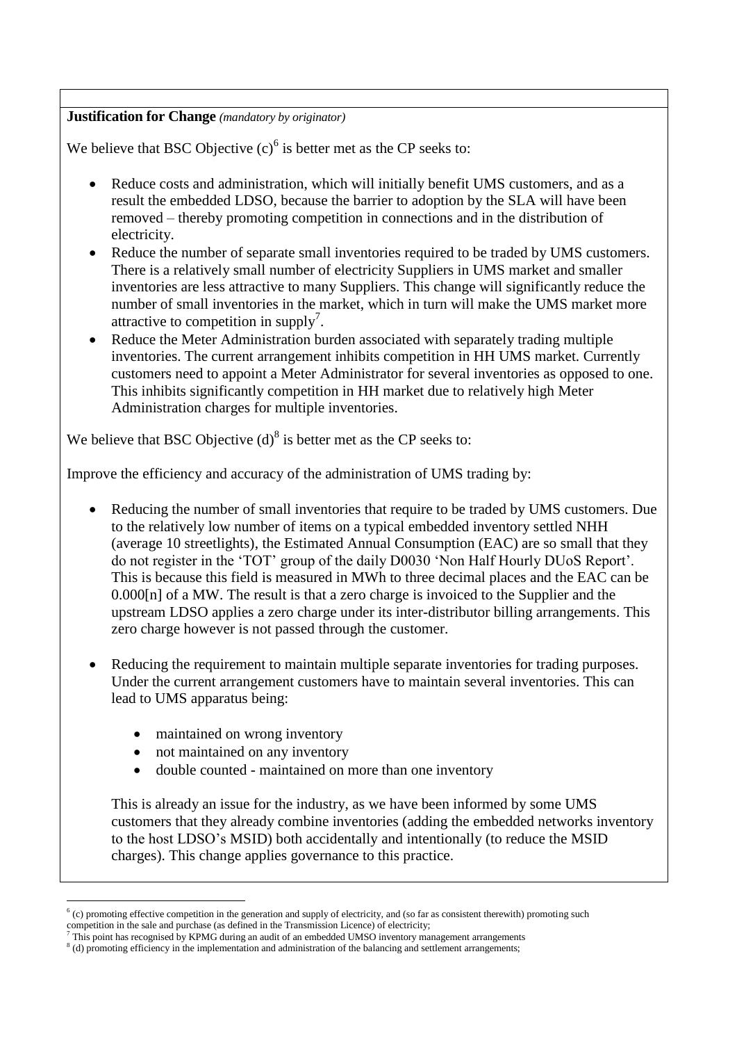**Justification for Change** *(mandatory by originator)*

We believe that BSC Objective (c)[6] is better met as the CP seeks to:

- Reduce costs and administration, which will initially benefit UMS customers, and as a result the embedded LDSO, because the barrier to adoption by the SLA will have been removed – thereby promoting competition in connections and in the distribution of electricity.
- Reduce the number of separate small inventories required to be traded by UMS customers. There is a relatively small number of electricity Suppliers in UMS market and smaller inventories are less attractive to many Suppliers. This change will significantly reduce the number of small inventories in the market, which in turn will make the UMS market more attractive to competition in supply[7].
- Reduce the Meter Administration burden associated with separately trading multiple inventories. The current arrangement inhibits competition in HH UMS market. Currently customers need to appoint a Meter Administrator for several inventories as opposed to one. This inhibits significantly competition in HH market due to relatively high Meter Administration charges for multiple inventories.

We believe that BSC Objective (d)[8] is better met as the CP seeks to:

Improve the efficiency and accuracy of the administration of UMS trading by:

- Reducing the number of small inventories that require to be traded by UMS customers. Due to the relatively low number of items on a typical embedded inventory settled NHH (average 10 streetlights), the Estimated Annual Consumption (EAC) are so small that they do not register in the 'TOT' group of the daily D0030 'Non Half Hourly DUoS Report'. This is because this field is measured in MWh to three decimal places and the EAC can be 0.000[n] of a MW. The result is that a zero charge is invoiced to the Supplier and the upstream LDSO applies a zero charge under its inter-distributor billing arrangements. This zero charge however is not passed through the customer.

- Reducing the requirement to maintain multiple separate inventories for trading purposes. Under the current arrangement customers have to maintain several inventories. This can lead to UMS apparatus being:

  - maintained on wrong inventory
  - not maintained on any inventory
  - double counted - maintained on more than one inventory

  This is already an issue for the industry, as we have been informed by some UMS customers that they already combine inventories (adding the embedded networks inventory to the host LDSO's MSID) both accidentally and intentionally (to reduce the MSID charges). This change applies governance to this practice.

---

[6] (c) promoting effective competition in the generation and supply of electricity, and (so far as consistent therewith) promoting such competition in the sale and purchase (as defined in the Transmission Licence) of electricity;

[7] This point has recognised by KPMG during an audit of an embedded UMSO inventory management arrangements

[8] (d) promoting efficiency in the implementation and administration of the balancing and settlement arrangements;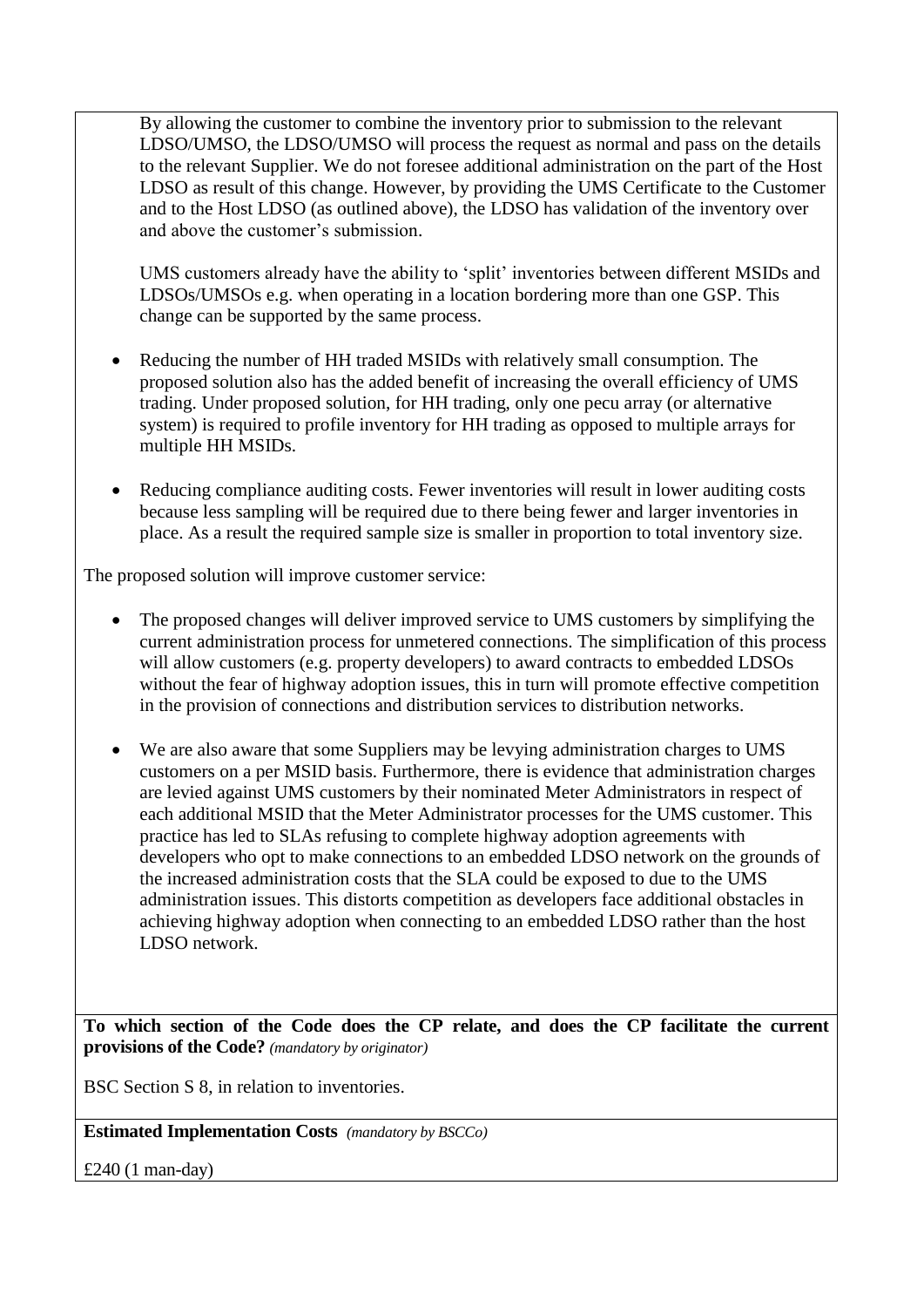By allowing the customer to combine the inventory prior to submission to the relevant LDSO/UMSO, the LDSO/UMSO will process the request as normal and pass on the details to the relevant Supplier. We do not foresee additional administration on the part of the Host LDSO as result of this change. However, by providing the UMS Certificate to the Customer and to the Host LDSO (as outlined above), the LDSO has validation of the inventory over and above the customer's submission.

UMS customers already have the ability to 'split' inventories between different MSIDs and LDSOs/UMSOs e.g. when operating in a location bordering more than one GSP. This change can be supported by the same process.

- Reducing the number of HH traded MSIDs with relatively small consumption. The proposed solution also has the added benefit of increasing the overall efficiency of UMS trading. Under proposed solution, for HH trading, only one pecu array (or alternative system) is required to profile inventory for HH trading as opposed to multiple arrays for multiple HH MSIDs.
- Reducing compliance auditing costs. Fewer inventories will result in lower auditing costs because less sampling will be required due to there being fewer and larger inventories in place. As a result the required sample size is smaller in proportion to total inventory size.

The proposed solution will improve customer service:

- The proposed changes will deliver improved service to UMS customers by simplifying the current administration process for unmetered connections. The simplification of this process will allow customers (e.g. property developers) to award contracts to embedded LDSOs without the fear of highway adoption issues, this in turn will promote effective competition in the provision of connections and distribution services to distribution networks.
- We are also aware that some Suppliers may be levying administration charges to UMS customers on a per MSID basis. Furthermore, there is evidence that administration charges are levied against UMS customers by their nominated Meter Administrators in respect of each additional MSID that the Meter Administrator processes for the UMS customer. This practice has led to SLAs refusing to complete highway adoption agreements with developers who opt to make connections to an embedded LDSO network on the grounds of the increased administration costs that the SLA could be exposed to due to the UMS administration issues. This distorts competition as developers face additional obstacles in achieving highway adoption when connecting to an embedded LDSO rather than the host LDSO network.

**To which section of the Code does the CP relate, and does the CP facilitate the current provisions of the Code?** *(mandatory by originator)*

BSC Section S 8, in relation to inventories.

**Estimated Implementation Costs** *(mandatory by BSCCo)*

£240 (1 man-day)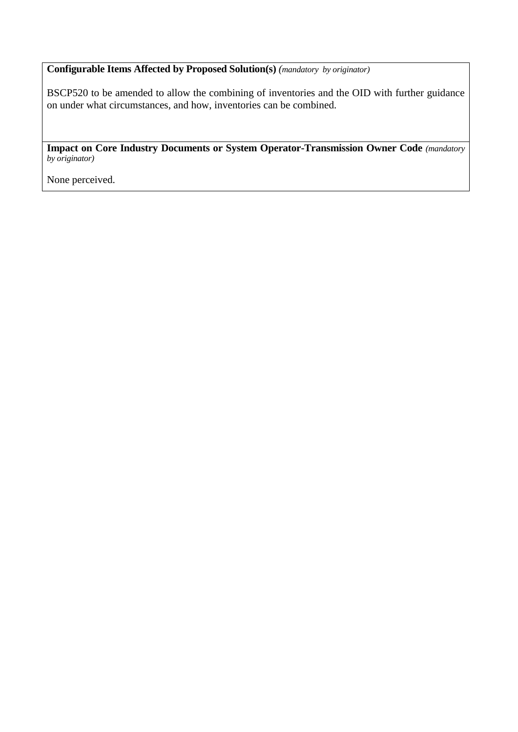**Configurable Items Affected by Proposed Solution(s)** *(mandatory by originator)*

BSCP520 to be amended to allow the combining of inventories and the OID with further guidance on under what circumstances, and how, inventories can be combined.

**Impact on Core Industry Documents or System Operator-Transmission Owner Code** *(mandatory by originator)*

None perceived.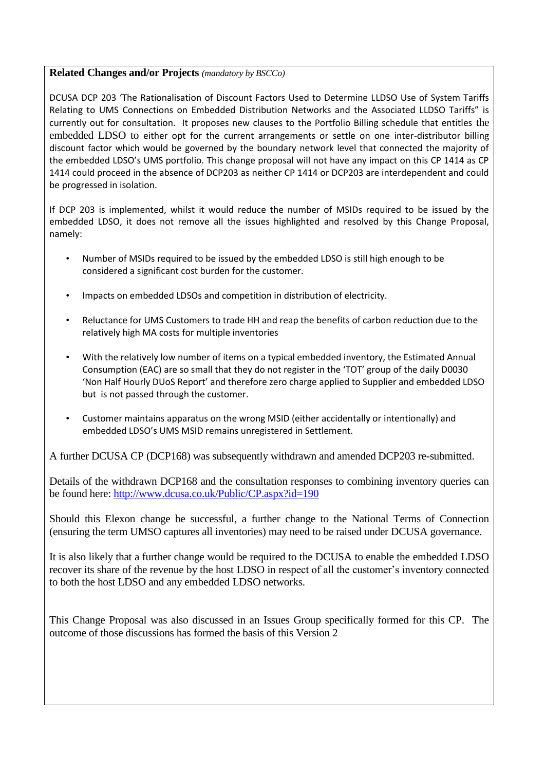**Related Changes and/or Projects** *(mandatory by BSCCo)*

DCUSA DCP 203 'The Rationalisation of Discount Factors Used to Determine LLDSO Use of System Tariffs Relating to UMS Connections on Embedded Distribution Networks and the Associated LLDSO Tariffs" is currently out for consultation. It proposes new clauses to the Portfolio Billing schedule that entitles the embedded LDSO to either opt for the current arrangements or settle on one inter-distributor billing discount factor which would be governed by the boundary network level that connected the majority of the embedded LDSO's UMS portfolio. This change proposal will not have any impact on this CP 1414 as CP 1414 could proceed in the absence of DCP203 as neither CP 1414 or DCP203 are interdependent and could be progressed in isolation.

If DCP 203 is implemented, whilst it would reduce the number of MSIDs required to be issued by the embedded LDSO, it does not remove all the issues highlighted and resolved by this Change Proposal, namely:

- Number of MSIDs required to be issued by the embedded LDSO is still high enough to be considered a significant cost burden for the customer.
- Impacts on embedded LDSOs and competition in distribution of electricity.
- Reluctance for UMS Customers to trade HH and reap the benefits of carbon reduction due to the relatively high MA costs for multiple inventories
- With the relatively low number of items on a typical embedded inventory, the Estimated Annual Consumption (EAC) are so small that they do not register in the 'TOT' group of the daily D0030 'Non Half Hourly DUoS Report' and therefore zero charge applied to Supplier and embedded LDSO but is not passed through the customer.
- Customer maintains apparatus on the wrong MSID (either accidentally or intentionally) and embedded LDSO's UMS MSID remains unregistered in Settlement.

A further DCUSA CP (DCP168) was subsequently withdrawn and amended DCP203 re-submitted.

Details of the withdrawn DCP168 and the consultation responses to combining inventory queries can be found here: http://www.dcusa.co.uk/Public/CP.aspx?id=190

Should this Elexon change be successful, a further change to the National Terms of Connection (ensuring the term UMSO captures all inventories) may need to be raised under DCUSA governance.

It is also likely that a further change would be required to the DCUSA to enable the embedded LDSO recover its share of the revenue by the host LDSO in respect of all the customer's inventory connected to both the host LDSO and any embedded LDSO networks.

This Change Proposal was also discussed in an Issues Group specifically formed for this CP. The outcome of those discussions has formed the basis of this Version 2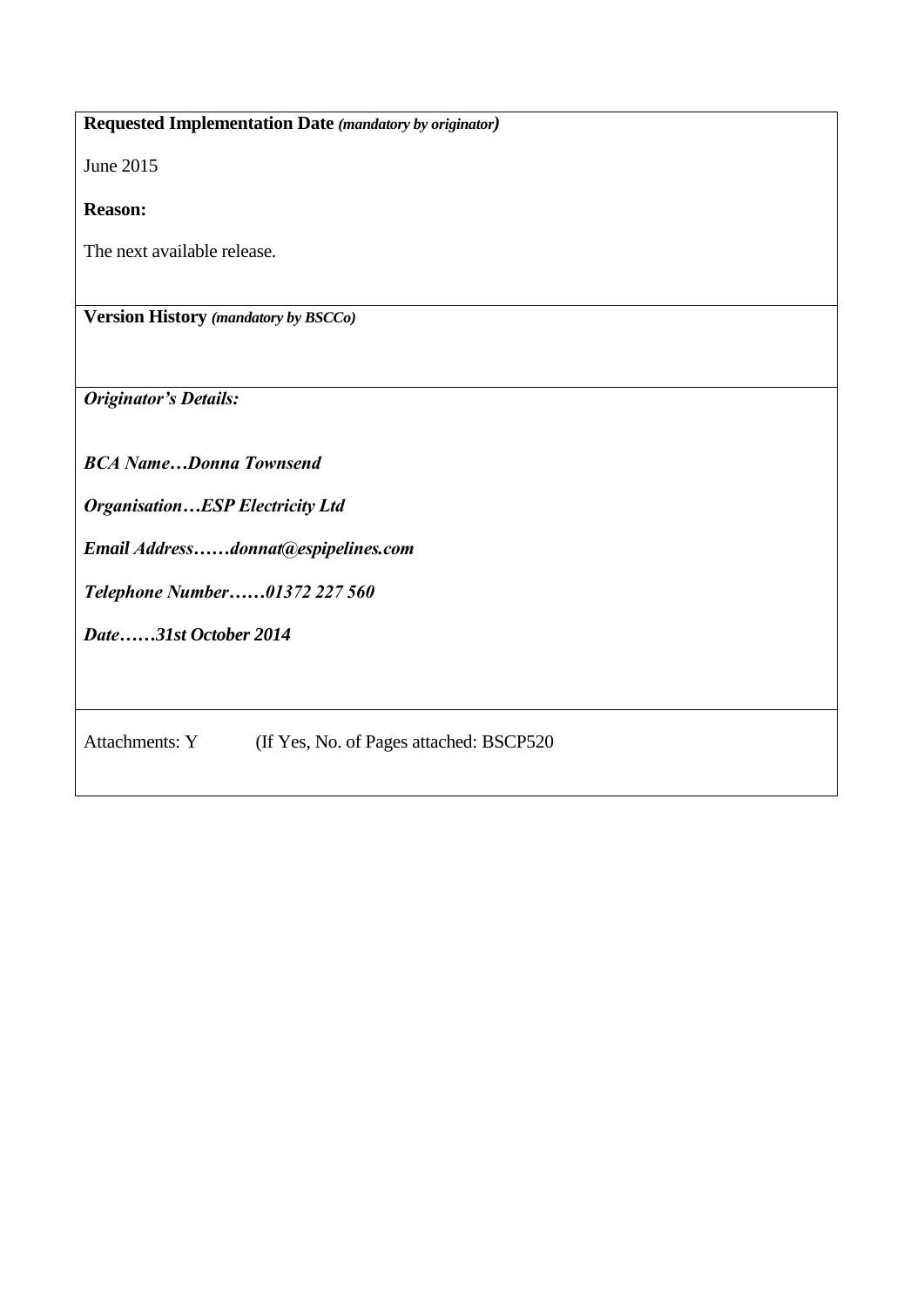**Requested Implementation Date** ***(mandatory by originator)***

June 2015

**Reason:**

The next available release.

**Version History** ***(mandatory by BSCCo)***

***Originator's Details:***

***BCA Name…Donna Townsend***

***Organisation…ESP Electricity Ltd***

***Email Address……donnat@espipelines.com***

***Telephone Number……01372 227 560***

***Date……31st October 2014***

Attachments: Y (If Yes, No. of Pages attached: BSCP520